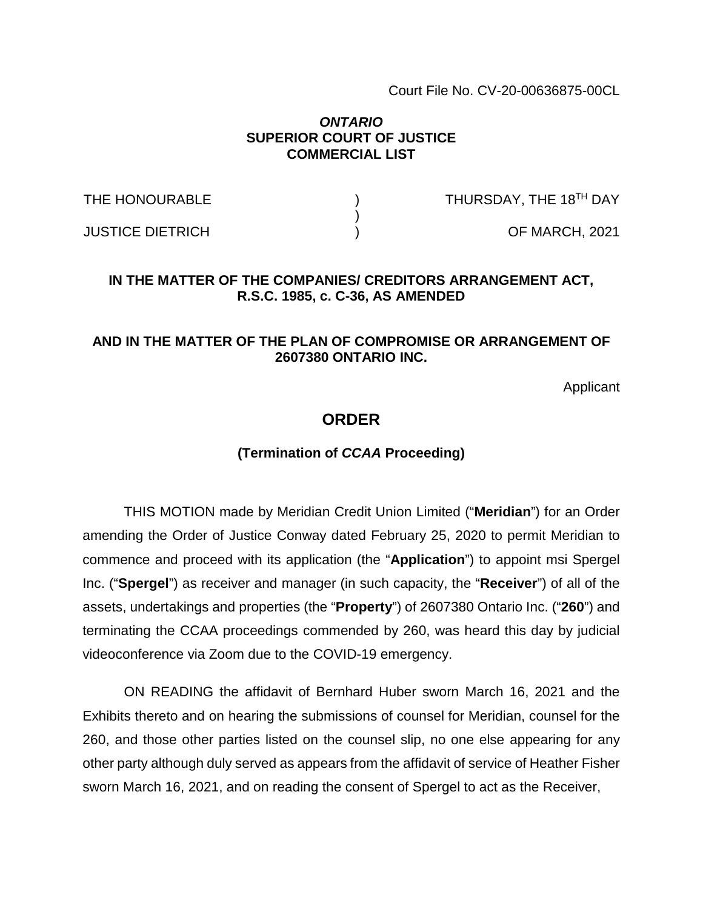Court File No. CV-20-00636875-00CL

***ONTARIO***
**SUPERIOR COURT OF JUSTICE**
**COMMERCIAL LIST**

| | | |
|---|---|---|
| THE HONOURABLE | ) | THURSDAY, THE 18TH DAY |
| | ) | |
| JUSTICE DIETRICH | ) | OF MARCH, 2021 |

**IN THE MATTER OF THE COMPANIES/ CREDITORS ARRANGEMENT ACT, R.S.C. 1985, c. C-36, AS AMENDED**

**AND IN THE MATTER OF THE PLAN OF COMPROMISE OR ARRANGEMENT OF 2607380 ONTARIO INC.**

Applicant

# ORDER

## (Termination of *CCAA* Proceeding)

THIS MOTION made by Meridian Credit Union Limited ("**Meridian**") for an Order amending the Order of Justice Conway dated February 25, 2020 to permit Meridian to commence and proceed with its application (the "**Application**") to appoint msi Spergel Inc. ("**Spergel**") as receiver and manager (in such capacity, the "**Receiver**") of all of the assets, undertakings and properties (the "**Property**") of 2607380 Ontario Inc. ("**260**") and terminating the CCAA proceedings commended by 260, was heard this day by judicial videoconference via Zoom due to the COVID-19 emergency.

ON READING the affidavit of Bernhard Huber sworn March 16, 2021 and the Exhibits thereto and on hearing the submissions of counsel for Meridian, counsel for the 260, and those other parties listed on the counsel slip, no one else appearing for any other party although duly served as appears from the affidavit of service of Heather Fisher sworn March 16, 2021, and on reading the consent of Spergel to act as the Receiver,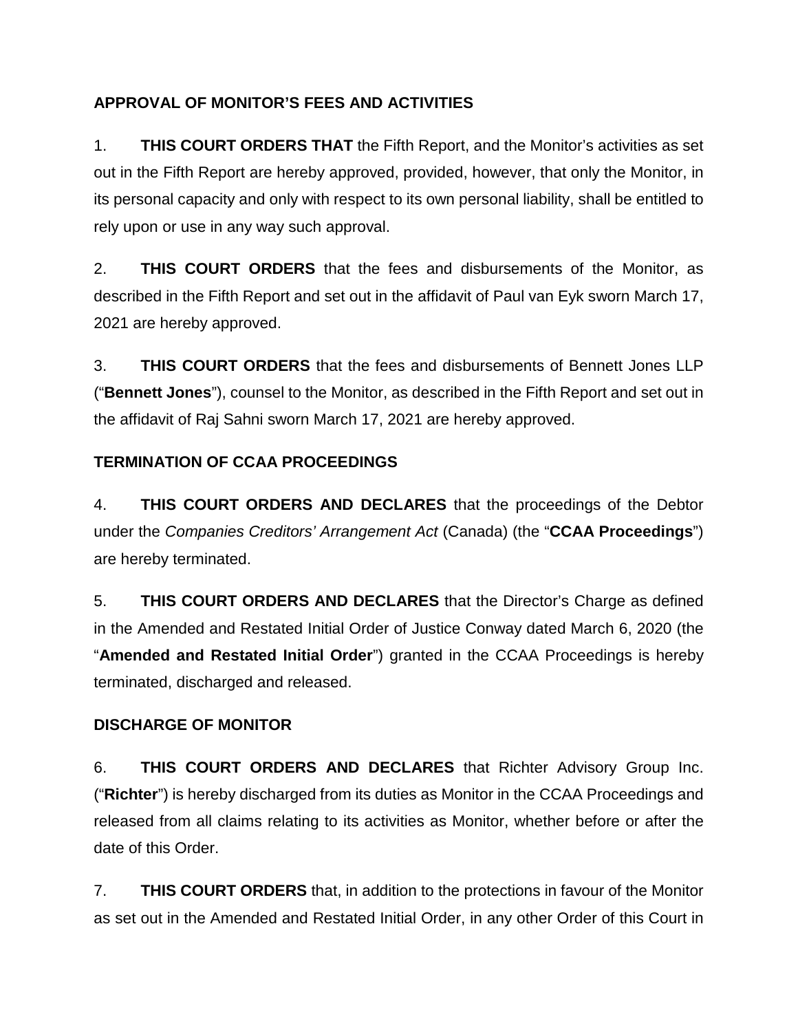## APPROVAL OF MONITOR'S FEES AND ACTIVITIES

1. **THIS COURT ORDERS THAT** the Fifth Report, and the Monitor's activities as set out in the Fifth Report are hereby approved, provided, however, that only the Monitor, in its personal capacity and only with respect to its own personal liability, shall be entitled to rely upon or use in any way such approval.

2. **THIS COURT ORDERS** that the fees and disbursements of the Monitor, as described in the Fifth Report and set out in the affidavit of Paul van Eyk sworn March 17, 2021 are hereby approved.

3. **THIS COURT ORDERS** that the fees and disbursements of Bennett Jones LLP ("**Bennett Jones**"), counsel to the Monitor, as described in the Fifth Report and set out in the affidavit of Raj Sahni sworn March 17, 2021 are hereby approved.

## TERMINATION OF CCAA PROCEEDINGS

4. **THIS COURT ORDERS AND DECLARES** that the proceedings of the Debtor under the *Companies Creditors' Arrangement Act* (Canada) (the "**CCAA Proceedings**") are hereby terminated.

5. **THIS COURT ORDERS AND DECLARES** that the Director's Charge as defined in the Amended and Restated Initial Order of Justice Conway dated March 6, 2020 (the "**Amended and Restated Initial Order**") granted in the CCAA Proceedings is hereby terminated, discharged and released.

## DISCHARGE OF MONITOR

6. **THIS COURT ORDERS AND DECLARES** that Richter Advisory Group Inc. ("**Richter**") is hereby discharged from its duties as Monitor in the CCAA Proceedings and released from all claims relating to its activities as Monitor, whether before or after the date of this Order.

7. **THIS COURT ORDERS** that, in addition to the protections in favour of the Monitor as set out in the Amended and Restated Initial Order, in any other Order of this Court in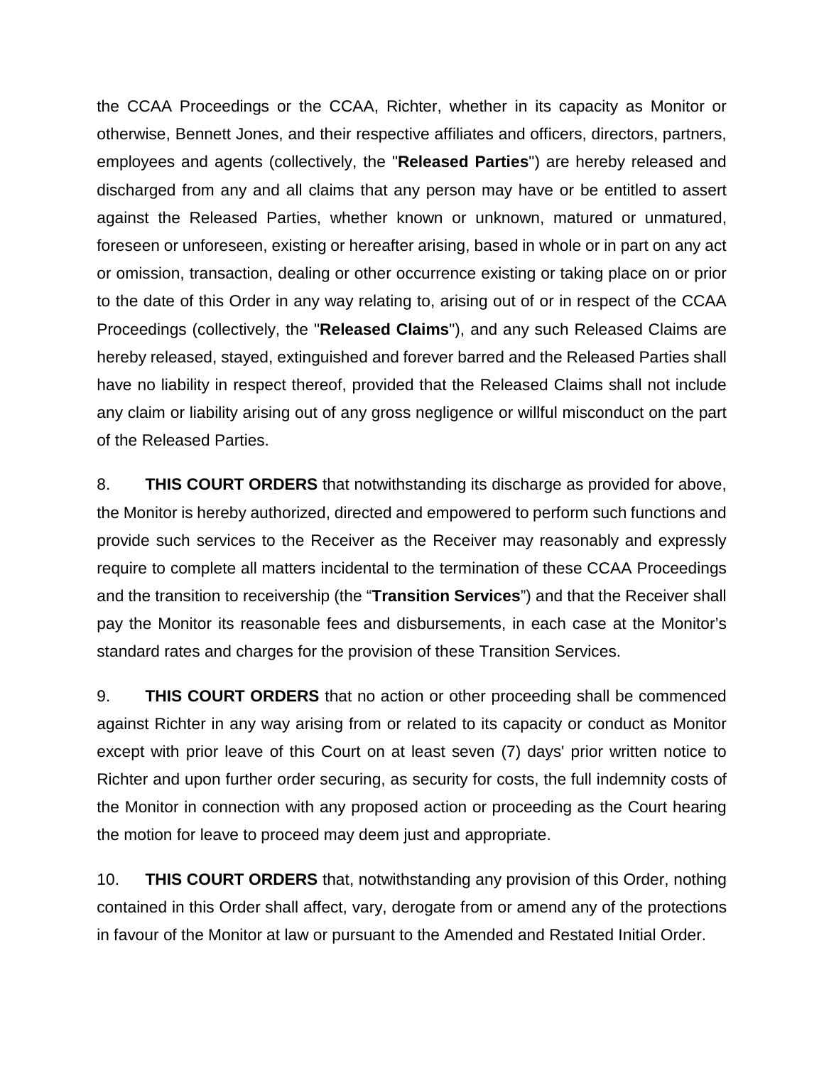the CCAA Proceedings or the CCAA, Richter, whether in its capacity as Monitor or otherwise, Bennett Jones, and their respective affiliates and officers, directors, partners, employees and agents (collectively, the "**Released Parties**") are hereby released and discharged from any and all claims that any person may have or be entitled to assert against the Released Parties, whether known or unknown, matured or unmatured, foreseen or unforeseen, existing or hereafter arising, based in whole or in part on any act or omission, transaction, dealing or other occurrence existing or taking place on or prior to the date of this Order in any way relating to, arising out of or in respect of the CCAA Proceedings (collectively, the "**Released Claims**"), and any such Released Claims are hereby released, stayed, extinguished and forever barred and the Released Parties shall have no liability in respect thereof, provided that the Released Claims shall not include any claim or liability arising out of any gross negligence or willful misconduct on the part of the Released Parties.

8. **THIS COURT ORDERS** that notwithstanding its discharge as provided for above, the Monitor is hereby authorized, directed and empowered to perform such functions and provide such services to the Receiver as the Receiver may reasonably and expressly require to complete all matters incidental to the termination of these CCAA Proceedings and the transition to receivership (the "**Transition Services**") and that the Receiver shall pay the Monitor its reasonable fees and disbursements, in each case at the Monitor's standard rates and charges for the provision of these Transition Services.

9. **THIS COURT ORDERS** that no action or other proceeding shall be commenced against Richter in any way arising from or related to its capacity or conduct as Monitor except with prior leave of this Court on at least seven (7) days' prior written notice to Richter and upon further order securing, as security for costs, the full indemnity costs of the Monitor in connection with any proposed action or proceeding as the Court hearing the motion for leave to proceed may deem just and appropriate.

10. **THIS COURT ORDERS** that, notwithstanding any provision of this Order, nothing contained in this Order shall affect, vary, derogate from or amend any of the protections in favour of the Monitor at law or pursuant to the Amended and Restated Initial Order.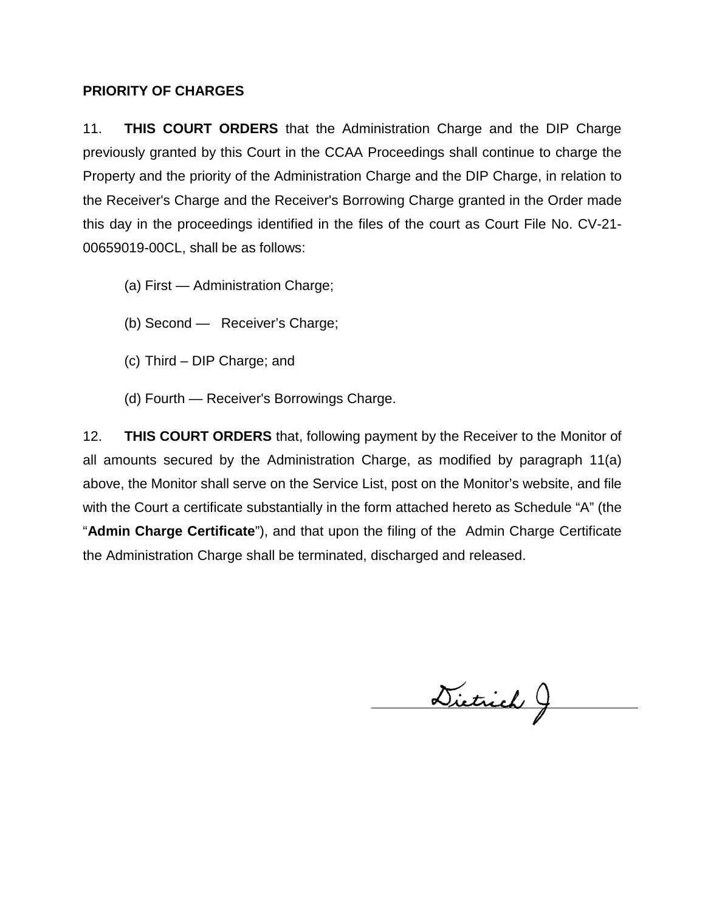**PRIORITY OF CHARGES**

11. **THIS COURT ORDERS** that the Administration Charge and the DIP Charge previously granted by this Court in the CCAA Proceedings shall continue to charge the Property and the priority of the Administration Charge and the DIP Charge, in relation to the Receiver's Charge and the Receiver's Borrowing Charge granted in the Order made this day in the proceedings identified in the files of the court as Court File No. CV-21-00659019-00CL, shall be as follows:

(a) First — Administration Charge;

(b) Second — Receiver's Charge;

(c) Third – DIP Charge; and

(d) Fourth — Receiver's Borrowings Charge.

12. **THIS COURT ORDERS** that, following payment by the Receiver to the Monitor of all amounts secured by the Administration Charge, as modified by paragraph 11(a) above, the Monitor shall serve on the Service List, post on the Monitor's website, and file with the Court a certificate substantially in the form attached hereto as Schedule "A" (the "**Admin Charge Certificate**"), and that upon the filing of the Admin Charge Certificate the Administration Charge shall be terminated, discharged and released.

Dietrich J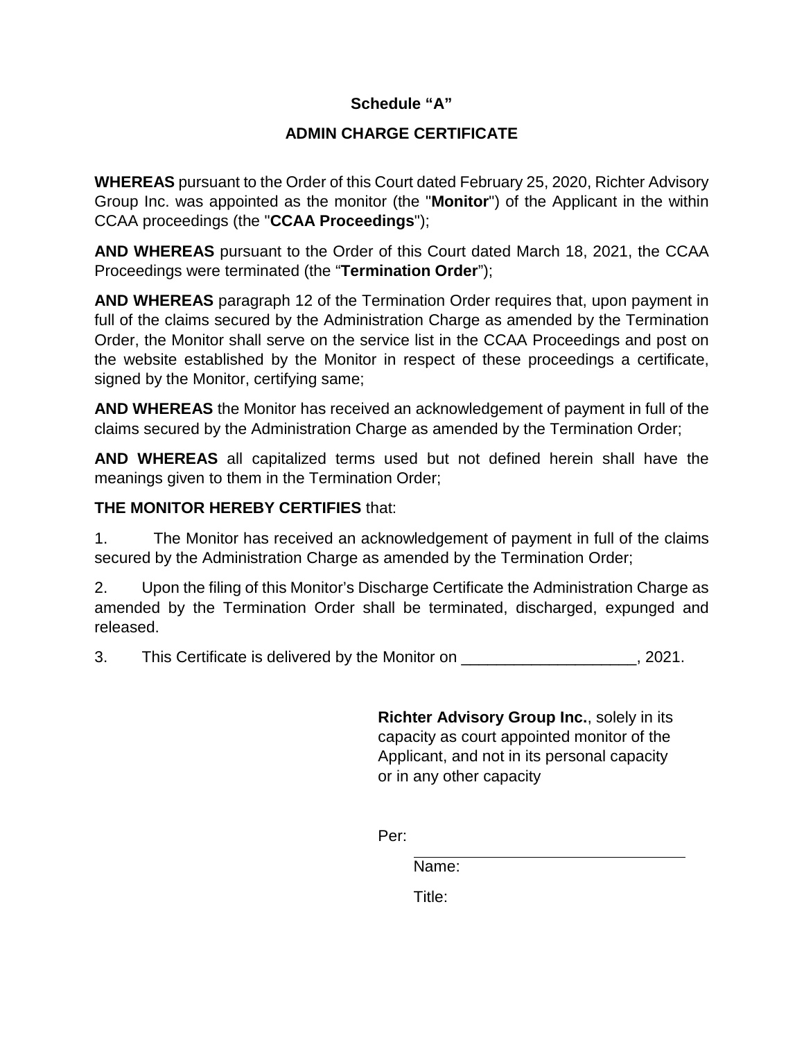**Schedule "A"**

**ADMIN CHARGE CERTIFICATE**

**WHEREAS** pursuant to the Order of this Court dated February 25, 2020, Richter Advisory Group Inc. was appointed as the monitor (the "**Monitor**") of the Applicant in the within CCAA proceedings (the "**CCAA Proceedings**");

**AND WHEREAS** pursuant to the Order of this Court dated March 18, 2021, the CCAA Proceedings were terminated (the "**Termination Order**");

**AND WHEREAS** paragraph 12 of the Termination Order requires that, upon payment in full of the claims secured by the Administration Charge as amended by the Termination Order, the Monitor shall serve on the service list in the CCAA Proceedings and post on the website established by the Monitor in respect of these proceedings a certificate, signed by the Monitor, certifying same;

**AND WHEREAS** the Monitor has received an acknowledgement of payment in full of the claims secured by the Administration Charge as amended by the Termination Order;

**AND WHEREAS** all capitalized terms used but not defined herein shall have the meanings given to them in the Termination Order;

**THE MONITOR HEREBY CERTIFIES** that:

1. The Monitor has received an acknowledgement of payment in full of the claims secured by the Administration Charge as amended by the Termination Order;

2. Upon the filing of this Monitor's Discharge Certificate the Administration Charge as amended by the Termination Order shall be terminated, discharged, expunged and released.

3. This Certificate is delivered by the Monitor on ____________________, 2021.

**Richter Advisory Group Inc.**, solely in its capacity as court appointed monitor of the Applicant, and not in its personal capacity or in any other capacity

Per: ______________________________

Name:

Title: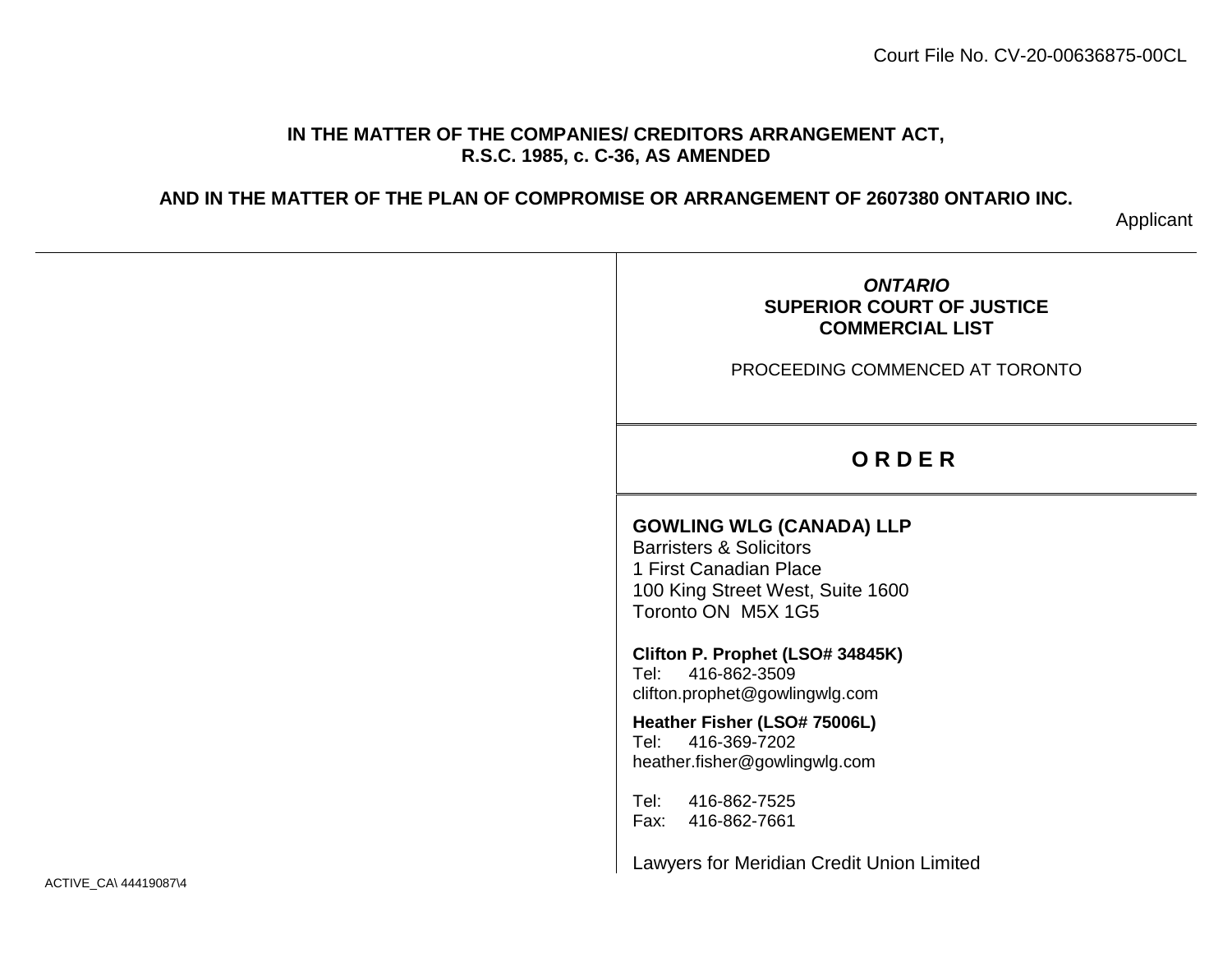Court File No. CV-20-00636875-00CL

**IN THE MATTER OF THE COMPANIES/ CREDITORS ARRANGEMENT ACT, R.S.C. 1985, c. C-36, AS AMENDED**

**AND IN THE MATTER OF THE PLAN OF COMPROMISE OR ARRANGEMENT OF 2607380 ONTARIO INC.**

Applicant

***ONTARIO***
**SUPERIOR COURT OF JUSTICE**
**COMMERCIAL LIST**

PROCEEDING COMMENCED AT TORONTO

**O R D E R**

**GOWLING WLG (CANADA) LLP**
Barristers & Solicitors
1 First Canadian Place
100 King Street West, Suite 1600
Toronto ON M5X 1G5

**Clifton P. Prophet (LSO# 34845K)**
Tel: 416-862-3509
clifton.prophet@gowlingwlg.com

**Heather Fisher (LSO# 75006L)**
Tel: 416-369-7202
heather.fisher@gowlingwlg.com

Tel: 416-862-7525
Fax: 416-862-7661

Lawyers for Meridian Credit Union Limited

ACTIVE_CA\ 44419087\4